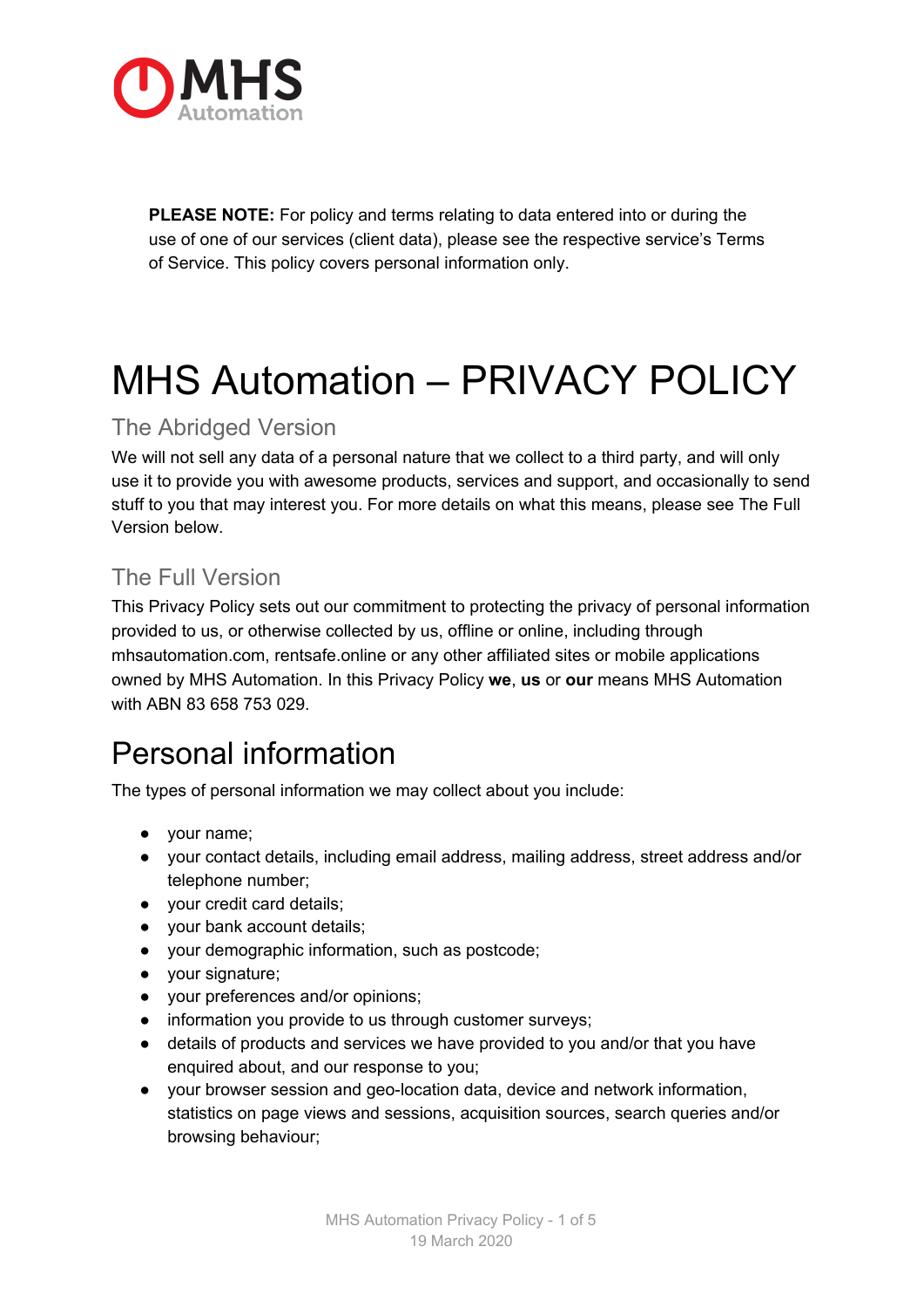**PLEASE NOTE:** For policy and terms relating to data entered into or during the use of one of our services (client data), please see the respective service's Terms of Service. This policy covers personal information only.

# MHS Automation – PRIVACY POLICY

### The Abridged Version

We will not sell any data of a personal nature that we collect to a third party, and will only use it to provide you with awesome products, services and support, and occasionally to send stuff to you that may interest you. For more details on what this means, please see The Full Version below.

### The Full Version

This Privacy Policy sets out our commitment to protecting the privacy of personal information provided to us, or otherwise collected by us, offline or online, including through mhsautomation.com, rentsafe.online or any other affiliated sites or mobile applications owned by MHS Automation. In this Privacy Policy **we**, **us** or **our** means MHS Automation with ABN 83 658 753 029.

## Personal information

The types of personal information we may collect about you include:

- your name;
- your contact details, including email address, mailing address, street address and/or telephone number;
- your credit card details;
- your bank account details;
- your demographic information, such as postcode;
- your signature;
- your preferences and/or opinions;
- information you provide to us through customer surveys;
- details of products and services we have provided to you and/or that you have enquired about, and our response to you;
- your browser session and geo-location data, device and network information, statistics on page views and sessions, acquisition sources, search queries and/or browsing behaviour;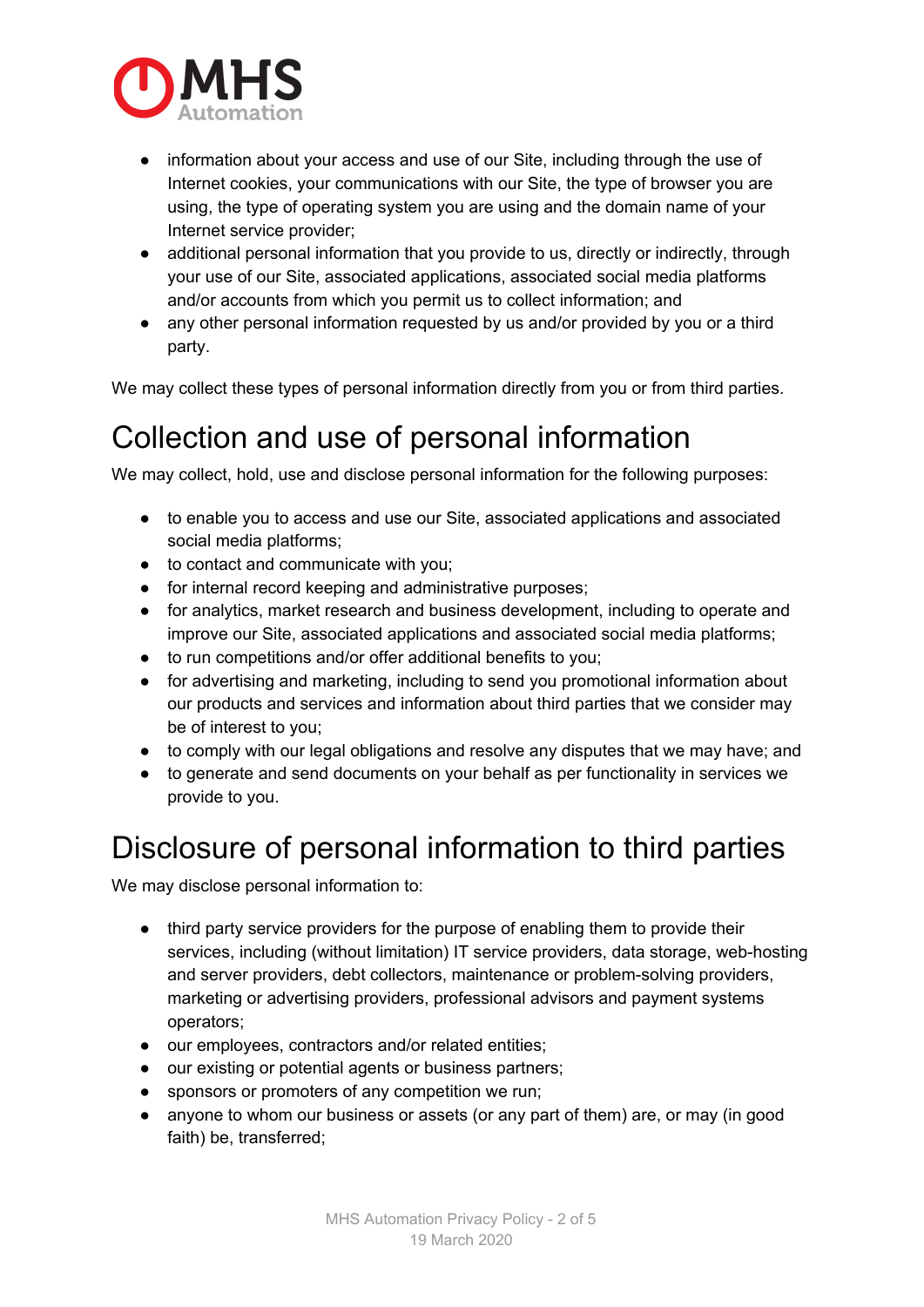- information about your access and use of our Site, including through the use of Internet cookies, your communications with our Site, the type of browser you are using, the type of operating system you are using and the domain name of your Internet service provider;
- additional personal information that you provide to us, directly or indirectly, through your use of our Site, associated applications, associated social media platforms and/or accounts from which you permit us to collect information; and
- any other personal information requested by us and/or provided by you or a third party.

We may collect these types of personal information directly from you or from third parties.

# Collection and use of personal information

We may collect, hold, use and disclose personal information for the following purposes:

- to enable you to access and use our Site, associated applications and associated social media platforms;
- to contact and communicate with you;
- for internal record keeping and administrative purposes;
- for analytics, market research and business development, including to operate and improve our Site, associated applications and associated social media platforms;
- to run competitions and/or offer additional benefits to you;
- for advertising and marketing, including to send you promotional information about our products and services and information about third parties that we consider may be of interest to you;
- to comply with our legal obligations and resolve any disputes that we may have; and
- to generate and send documents on your behalf as per functionality in services we provide to you.

# Disclosure of personal information to third parties

We may disclose personal information to:

- third party service providers for the purpose of enabling them to provide their services, including (without limitation) IT service providers, data storage, web-hosting and server providers, debt collectors, maintenance or problem-solving providers, marketing or advertising providers, professional advisors and payment systems operators;
- our employees, contractors and/or related entities;
- our existing or potential agents or business partners;
- sponsors or promoters of any competition we run;
- anyone to whom our business or assets (or any part of them) are, or may (in good faith) be, transferred;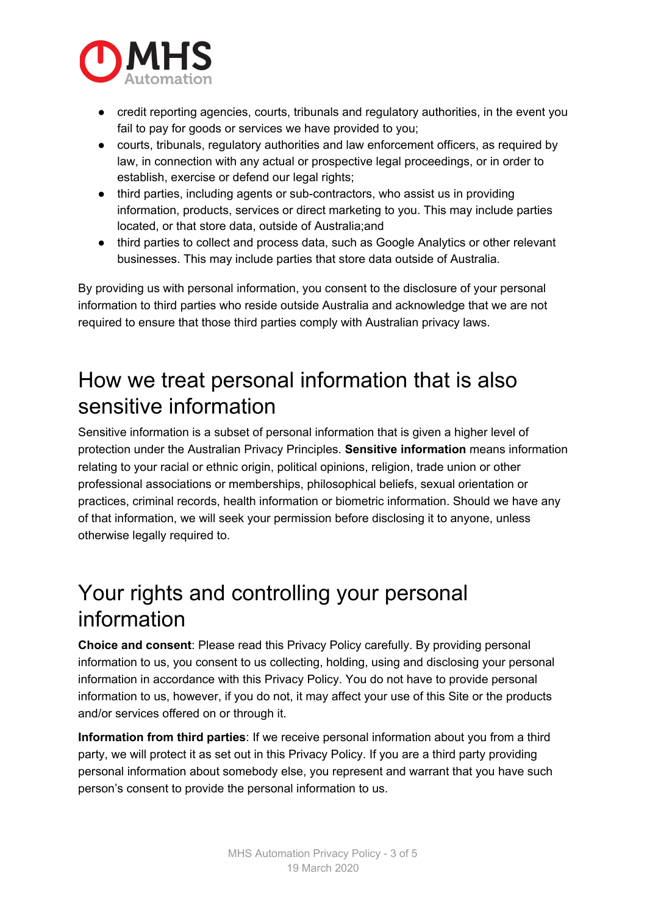- credit reporting agencies, courts, tribunals and regulatory authorities, in the event you fail to pay for goods or services we have provided to you;
- courts, tribunals, regulatory authorities and law enforcement officers, as required by law, in connection with any actual or prospective legal proceedings, or in order to establish, exercise or defend our legal rights;
- third parties, including agents or sub-contractors, who assist us in providing information, products, services or direct marketing to you. This may include parties located, or that store data, outside of Australia;and
- third parties to collect and process data, such as Google Analytics or other relevant businesses. This may include parties that store data outside of Australia.

By providing us with personal information, you consent to the disclosure of your personal information to third parties who reside outside Australia and acknowledge that we are not required to ensure that those third parties comply with Australian privacy laws.

# How we treat personal information that is also sensitive information

Sensitive information is a subset of personal information that is given a higher level of protection under the Australian Privacy Principles. **Sensitive information** means information relating to your racial or ethnic origin, political opinions, religion, trade union or other professional associations or memberships, philosophical beliefs, sexual orientation or practices, criminal records, health information or biometric information. Should we have any of that information, we will seek your permission before disclosing it to anyone, unless otherwise legally required to.

# Your rights and controlling your personal information

**Choice and consent**: Please read this Privacy Policy carefully. By providing personal information to us, you consent to us collecting, holding, using and disclosing your personal information in accordance with this Privacy Policy. You do not have to provide personal information to us, however, if you do not, it may affect your use of this Site or the products and/or services offered on or through it.

**Information from third parties**: If we receive personal information about you from a third party, we will protect it as set out in this Privacy Policy. If you are a third party providing personal information about somebody else, you represent and warrant that you have such person's consent to provide the personal information to us.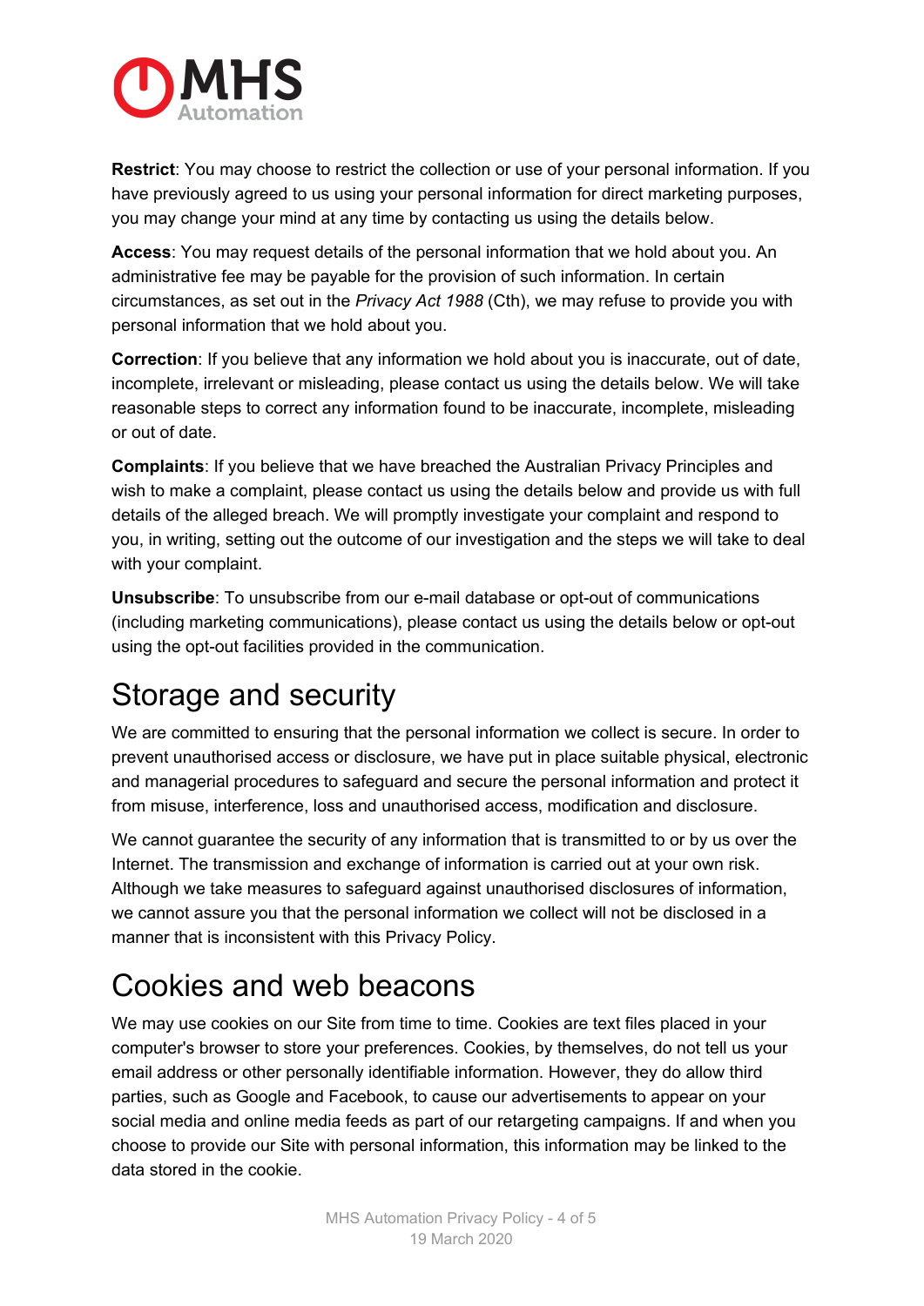**Restrict**: You may choose to restrict the collection or use of your personal information. If you have previously agreed to us using your personal information for direct marketing purposes, you may change your mind at any time by contacting us using the details below.

**Access**: You may request details of the personal information that we hold about you. An administrative fee may be payable for the provision of such information. In certain circumstances, as set out in the *Privacy Act 1988* (Cth), we may refuse to provide you with personal information that we hold about you.

**Correction**: If you believe that any information we hold about you is inaccurate, out of date, incomplete, irrelevant or misleading, please contact us using the details below. We will take reasonable steps to correct any information found to be inaccurate, incomplete, misleading or out of date.

**Complaints**: If you believe that we have breached the Australian Privacy Principles and wish to make a complaint, please contact us using the details below and provide us with full details of the alleged breach. We will promptly investigate your complaint and respond to you, in writing, setting out the outcome of our investigation and the steps we will take to deal with your complaint.

**Unsubscribe**: To unsubscribe from our e-mail database or opt-out of communications (including marketing communications), please contact us using the details below or opt-out using the opt-out facilities provided in the communication.

# Storage and security

We are committed to ensuring that the personal information we collect is secure. In order to prevent unauthorised access or disclosure, we have put in place suitable physical, electronic and managerial procedures to safeguard and secure the personal information and protect it from misuse, interference, loss and unauthorised access, modification and disclosure.

We cannot guarantee the security of any information that is transmitted to or by us over the Internet. The transmission and exchange of information is carried out at your own risk. Although we take measures to safeguard against unauthorised disclosures of information, we cannot assure you that the personal information we collect will not be disclosed in a manner that is inconsistent with this Privacy Policy.

# Cookies and web beacons

We may use cookies on our Site from time to time. Cookies are text files placed in your computer's browser to store your preferences. Cookies, by themselves, do not tell us your email address or other personally identifiable information. However, they do allow third parties, such as Google and Facebook, to cause our advertisements to appear on your social media and online media feeds as part of our retargeting campaigns. If and when you choose to provide our Site with personal information, this information may be linked to the data stored in the cookie.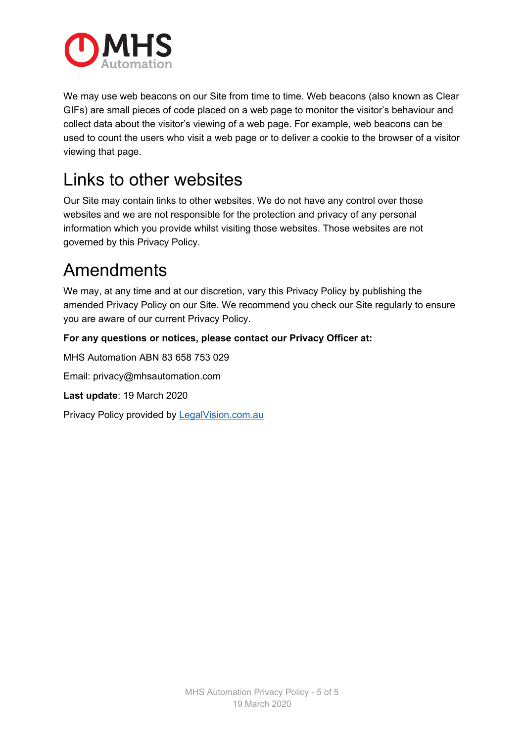We may use web beacons on our Site from time to time. Web beacons (also known as Clear GIFs) are small pieces of code placed on a web page to monitor the visitor's behaviour and collect data about the visitor's viewing of a web page. For example, web beacons can be used to count the users who visit a web page or to deliver a cookie to the browser of a visitor viewing that page.

# Links to other websites

Our Site may contain links to other websites. We do not have any control over those websites and we are not responsible for the protection and privacy of any personal information which you provide whilst visiting those websites. Those websites are not governed by this Privacy Policy.

# Amendments

We may, at any time and at our discretion, vary this Privacy Policy by publishing the amended Privacy Policy on our Site. We recommend you check our Site regularly to ensure you are aware of our current Privacy Policy.

**For any questions or notices, please contact our Privacy Officer at:**

MHS Automation ABN 83 658 753 029

Email: privacy@mhsautomation.com

**Last update**: 19 March 2020

Privacy Policy provided by [LegalVision.com.au](LegalVision.com.au)